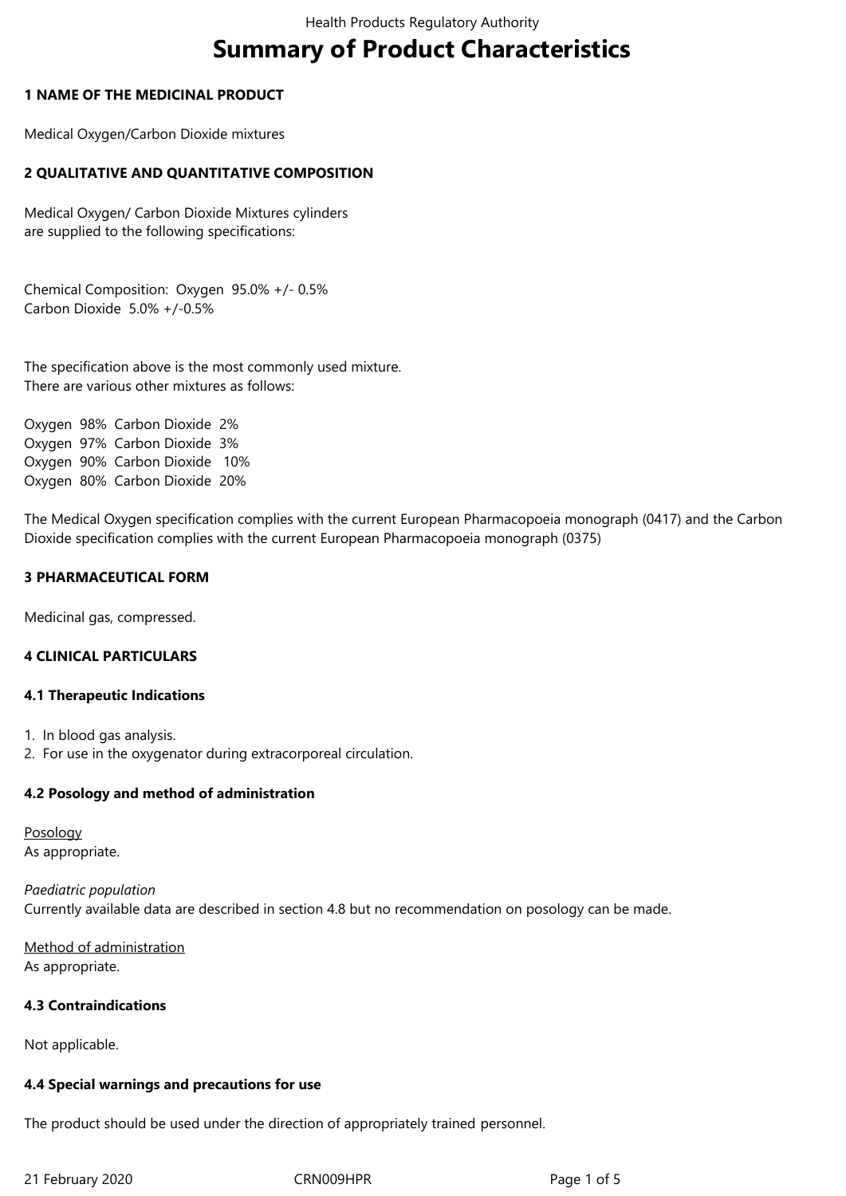# Summary of Product Characteristics

## 1 NAME OF THE MEDICINAL PRODUCT

Medical Oxygen/Carbon Dioxide mixtures

## 2 QUALITATIVE AND QUANTITATIVE COMPOSITION

Medical Oxygen/ Carbon Dioxide Mixtures cylinders
are supplied to the following specifications:

Chemical Composition: Oxygen 95.0% +/- 0.5%
Carbon Dioxide 5.0% +/-0.5%

The specification above is the most commonly used mixture.
There are various other mixtures as follows:

Oxygen 98% Carbon Dioxide 2%
Oxygen 97% Carbon Dioxide 3%
Oxygen 90% Carbon Dioxide 10%
Oxygen 80% Carbon Dioxide 20%

The Medical Oxygen specification complies with the current European Pharmacopoeia monograph (0417) and the Carbon Dioxide specification complies with the current European Pharmacopoeia monograph (0375)

## 3 PHARMACEUTICAL FORM

Medicinal gas, compressed.

## 4 CLINICAL PARTICULARS

### 4.1 Therapeutic Indications

1. In blood gas analysis.
2. For use in the oxygenator during extracorporeal circulation.

### 4.2 Posology and method of administration

Posology
As appropriate.

*Paediatric population*
Currently available data are described in section 4.8 but no recommendation on posology can be made.

Method of administration
As appropriate.

### 4.3 Contraindications

Not applicable.

### 4.4 Special warnings and precautions for use

The product should be used under the direction of appropriately trained personnel.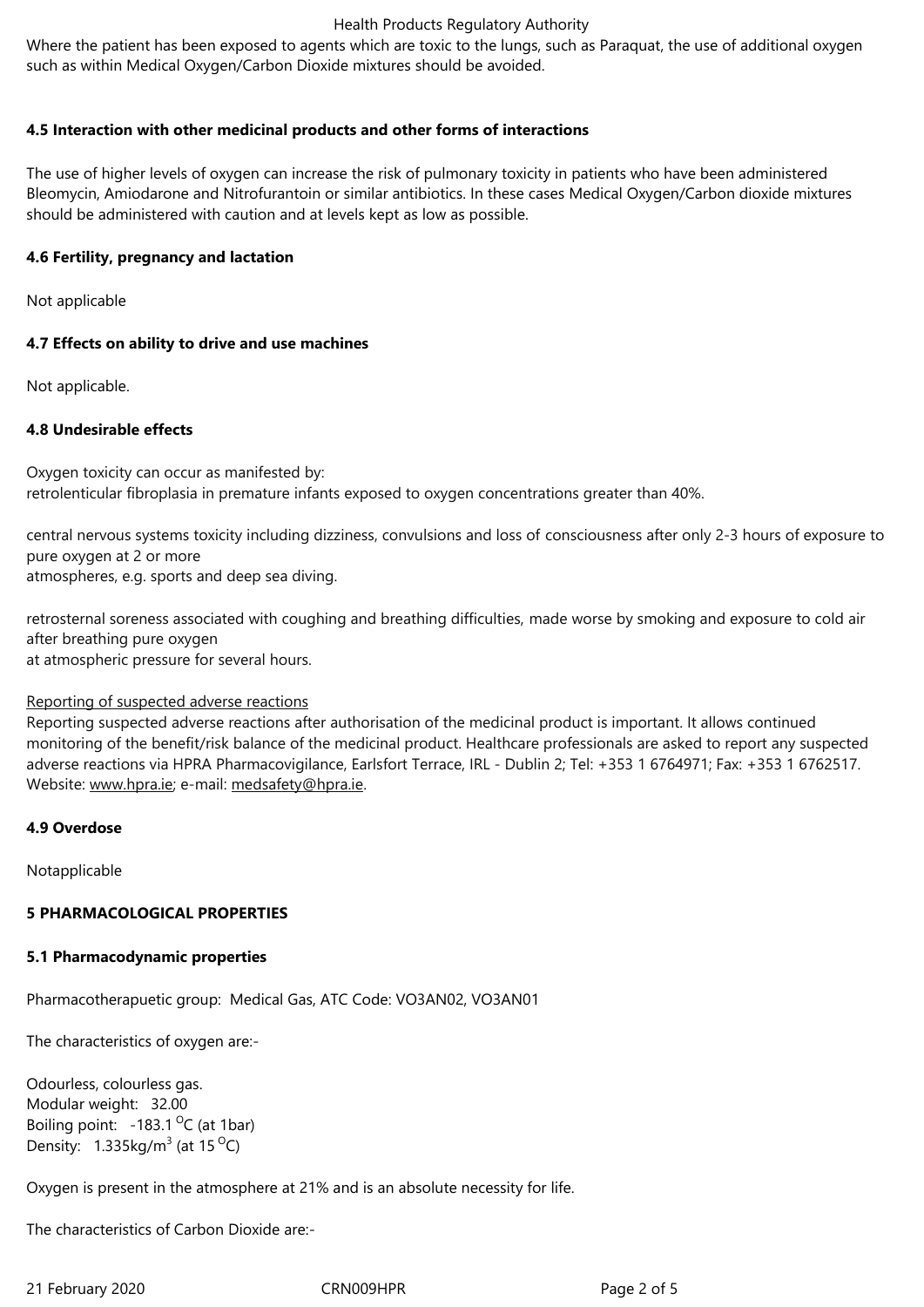Where the patient has been exposed to agents which are toxic to the lungs, such as Paraquat, the use of additional oxygen such as within Medical Oxygen/Carbon Dioxide mixtures should be avoided.

**4.5 Interaction with other medicinal products and other forms of interactions**

The use of higher levels of oxygen can increase the risk of pulmonary toxicity in patients who have been administered Bleomycin, Amiodarone and Nitrofurantoin or similar antibiotics. In these cases Medical Oxygen/Carbon dioxide mixtures should be administered with caution and at levels kept as low as possible.

**4.6 Fertility, pregnancy and lactation**

Not applicable

**4.7 Effects on ability to drive and use machines**

Not applicable.

**4.8 Undesirable effects**

Oxygen toxicity can occur as manifested by:
retrolenticular fibroplasia in premature infants exposed to oxygen concentrations greater than 40%.

central nervous systems toxicity including dizziness, convulsions and loss of consciousness after only 2-3 hours of exposure to pure oxygen at 2 or more
atmospheres, e.g. sports and deep sea diving.

retrosternal soreness associated with coughing and breathing difficulties, made worse by smoking and exposure to cold air after breathing pure oxygen
at atmospheric pressure for several hours.

Reporting of suspected adverse reactions
Reporting suspected adverse reactions after authorisation of the medicinal product is important. It allows continued monitoring of the benefit/risk balance of the medicinal product. Healthcare professionals are asked to report any suspected adverse reactions via HPRA Pharmacovigilance, Earlsfort Terrace, IRL - Dublin 2; Tel: +353 1 6764971; Fax: +353 1 6762517. Website: www.hpra.ie; e-mail: medsafety@hpra.ie.

**4.9 Overdose**

Notapplicable

**5 PHARMACOLOGICAL PROPERTIES**

**5.1 Pharmacodynamic properties**

Pharmacotherapuetic group: Medical Gas, ATC Code: VO3AN02, VO3AN01

The characteristics of oxygen are:-

Odourless, colourless gas.
Modular weight: 32.00
Boiling point: -183.1 $^{O}$C (at 1bar)
Density: 1.335kg/m$^3$ (at 15 $^{O}$C)

Oxygen is present in the atmosphere at 21% and is an absolute necessity for life.

The characteristics of Carbon Dioxide are:-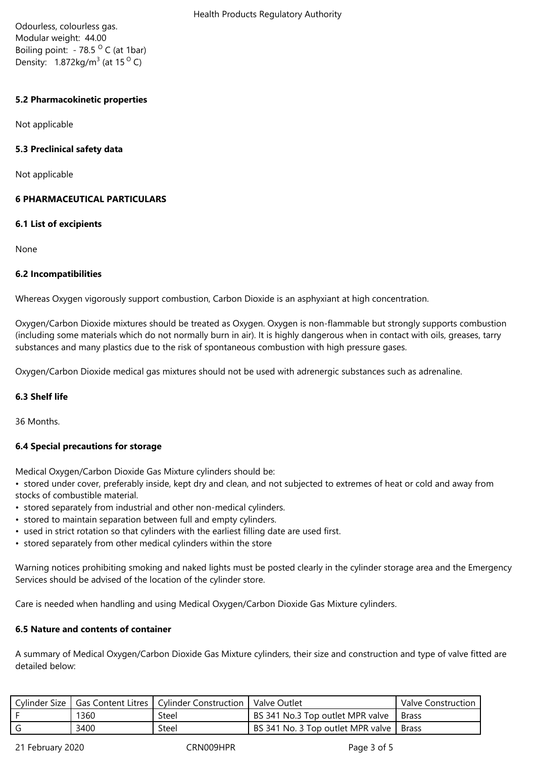Odourless, colourless gas.
Modular weight: 44.00
Boiling point: - 78.5 $^{O}$C (at 1bar)
Density: 1.872kg/m$^3$ (at 15 $^{O}$C)

### 5.2 Pharmacokinetic properties

Not applicable

### 5.3 Preclinical safety data

Not applicable

## 6 PHARMACEUTICAL PARTICULARS

### 6.1 List of excipients

None

### 6.2 Incompatibilities

Whereas Oxygen vigorously support combustion, Carbon Dioxide is an asphyxiant at high concentration.

Oxygen/Carbon Dioxide mixtures should be treated as Oxygen. Oxygen is non-flammable but strongly supports combustion (including some materials which do not normally burn in air). It is highly dangerous when in contact with oils, greases, tarry substances and many plastics due to the risk of spontaneous combustion with high pressure gases.

Oxygen/Carbon Dioxide medical gas mixtures should not be used with adrenergic substances such as adrenaline.

### 6.3 Shelf life

36 Months.

### 6.4 Special precautions for storage

Medical Oxygen/Carbon Dioxide Gas Mixture cylinders should be:

- stored under cover, preferably inside, kept dry and clean, and not subjected to extremes of heat or cold and away from stocks of combustible material.
- stored separately from industrial and other non-medical cylinders.
- stored to maintain separation between full and empty cylinders.
- used in strict rotation so that cylinders with the earliest filling date are used first.
- stored separately from other medical cylinders within the store

Warning notices prohibiting smoking and naked lights must be posted clearly in the cylinder storage area and the Emergency Services should be advised of the location of the cylinder store.

Care is needed when handling and using Medical Oxygen/Carbon Dioxide Gas Mixture cylinders.

### 6.5 Nature and contents of container

A summary of Medical Oxygen/Carbon Dioxide Gas Mixture cylinders, their size and construction and type of valve fitted are detailed below:

| Cylinder Size | Gas Content Litres | Cylinder Construction | Valve Outlet | Valve Construction |
|---|---|---|---|---|
| F | 1360 | Steel | BS 341 No.3 Top outlet MPR valve | Brass |
| G | 3400 | Steel | BS 341 No. 3 Top outlet MPR valve | Brass |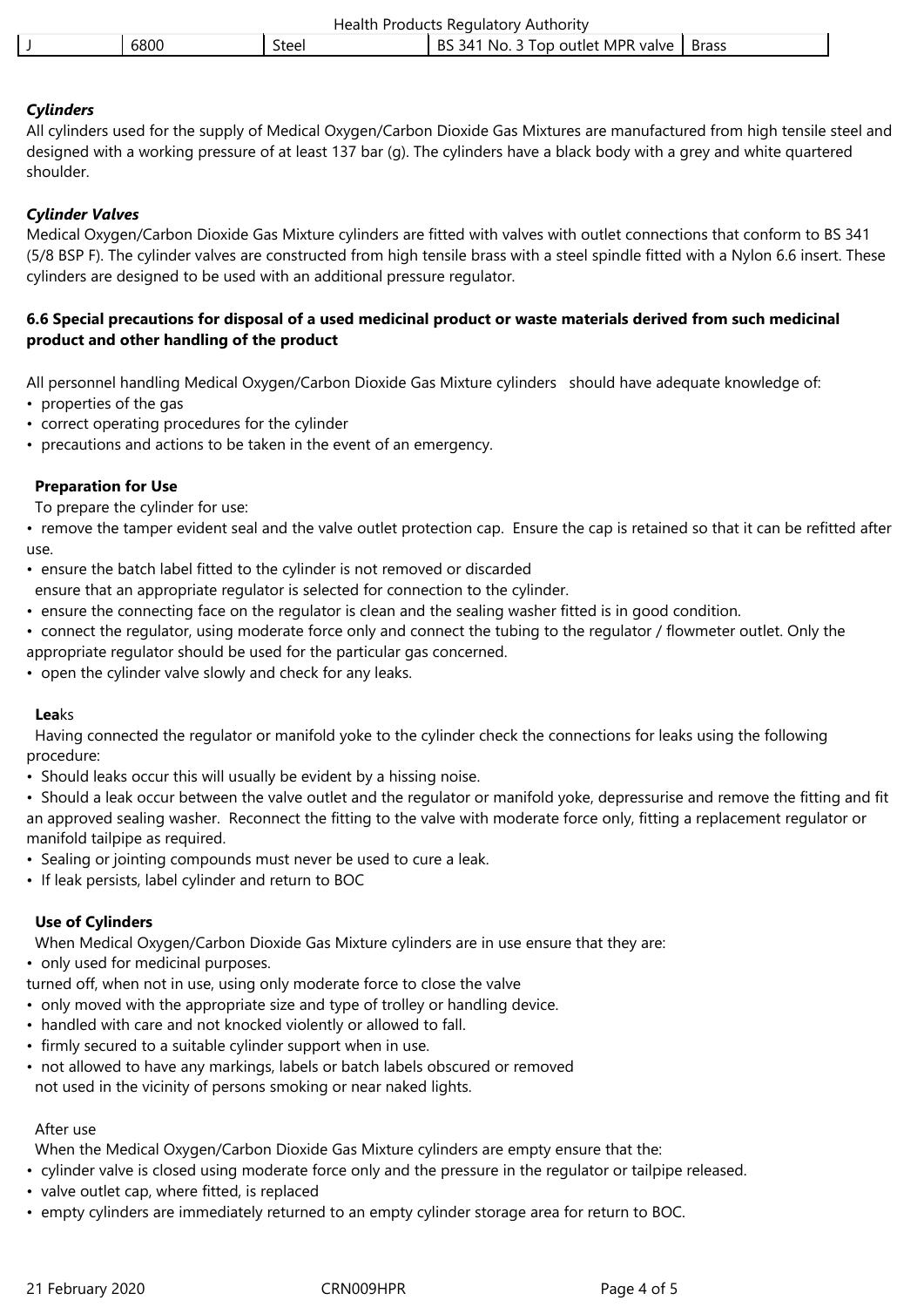| J | 6800 | Steel | BS 341 No. 3 Top outlet MPR valve | Brass |
|---|---|---|---|---|

***Cylinders***

All cylinders used for the supply of Medical Oxygen/Carbon Dioxide Gas Mixtures are manufactured from high tensile steel and designed with a working pressure of at least 137 bar (g). The cylinders have a black body with a grey and white quartered shoulder.

***Cylinder Valves***

Medical Oxygen/Carbon Dioxide Gas Mixture cylinders are fitted with valves with outlet connections that conform to BS 341 (5/8 BSP F). The cylinder valves are constructed from high tensile brass with a steel spindle fitted with a Nylon 6.6 insert. These cylinders are designed to be used with an additional pressure regulator.

**6.6 Special precautions for disposal of a used medicinal product or waste materials derived from such medicinal product and other handling of the product**

All personnel handling Medical Oxygen/Carbon Dioxide Gas Mixture cylinders should have adequate knowledge of:

- properties of the gas
- correct operating procedures for the cylinder
- precautions and actions to be taken in the event of an emergency.

**Preparation for Use**

To prepare the cylinder for use:

- remove the tamper evident seal and the valve outlet protection cap. Ensure the cap is retained so that it can be refitted after use.
- ensure the batch label fitted to the cylinder is not removed or discarded
  ensure that an appropriate regulator is selected for connection to the cylinder.
- ensure the connecting face on the regulator is clean and the sealing washer fitted is in good condition.
- connect the regulator, using moderate force only and connect the tubing to the regulator / flowmeter outlet. Only the appropriate regulator should be used for the particular gas concerned.
- open the cylinder valve slowly and check for any leaks.

**Lea**ks

Having connected the regulator or manifold yoke to the cylinder check the connections for leaks using the following procedure:

- Should leaks occur this will usually be evident by a hissing noise.
- Should a leak occur between the valve outlet and the regulator or manifold yoke, depressurise and remove the fitting and fit an approved sealing washer. Reconnect the fitting to the valve with moderate force only, fitting a replacement regulator or manifold tailpipe as required.
- Sealing or jointing compounds must never be used to cure a leak.
- If leak persists, label cylinder and return to BOC

**Use of Cylinders**

When Medical Oxygen/Carbon Dioxide Gas Mixture cylinders are in use ensure that they are:

- only used for medicinal purposes.
  turned off, when not in use, using only moderate force to close the valve
- only moved with the appropriate size and type of trolley or handling device.
- handled with care and not knocked violently or allowed to fall.
- firmly secured to a suitable cylinder support when in use.
- not allowed to have any markings, labels or batch labels obscured or removed
  not used in the vicinity of persons smoking or near naked lights.

After use

When the Medical Oxygen/Carbon Dioxide Gas Mixture cylinders are empty ensure that the:

- cylinder valve is closed using moderate force only and the pressure in the regulator or tailpipe released.
- valve outlet cap, where fitted, is replaced
- empty cylinders are immediately returned to an empty cylinder storage area for return to BOC.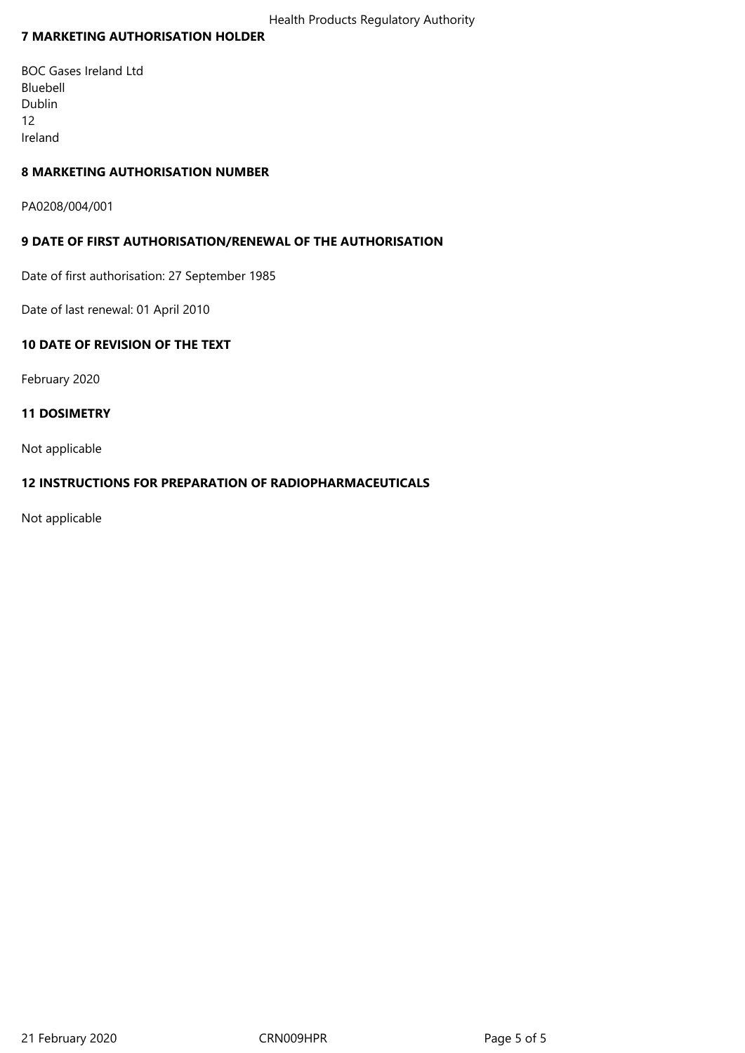## 7 MARKETING AUTHORISATION HOLDER

BOC Gases Ireland Ltd
Bluebell
Dublin
12
Ireland

## 8 MARKETING AUTHORISATION NUMBER

PA0208/004/001

## 9 DATE OF FIRST AUTHORISATION/RENEWAL OF THE AUTHORISATION

Date of first authorisation: 27 September 1985

Date of last renewal: 01 April 2010

## 10 DATE OF REVISION OF THE TEXT

February 2020

## 11 DOSIMETRY

Not applicable

## 12 INSTRUCTIONS FOR PREPARATION OF RADIOPHARMACEUTICALS

Not applicable